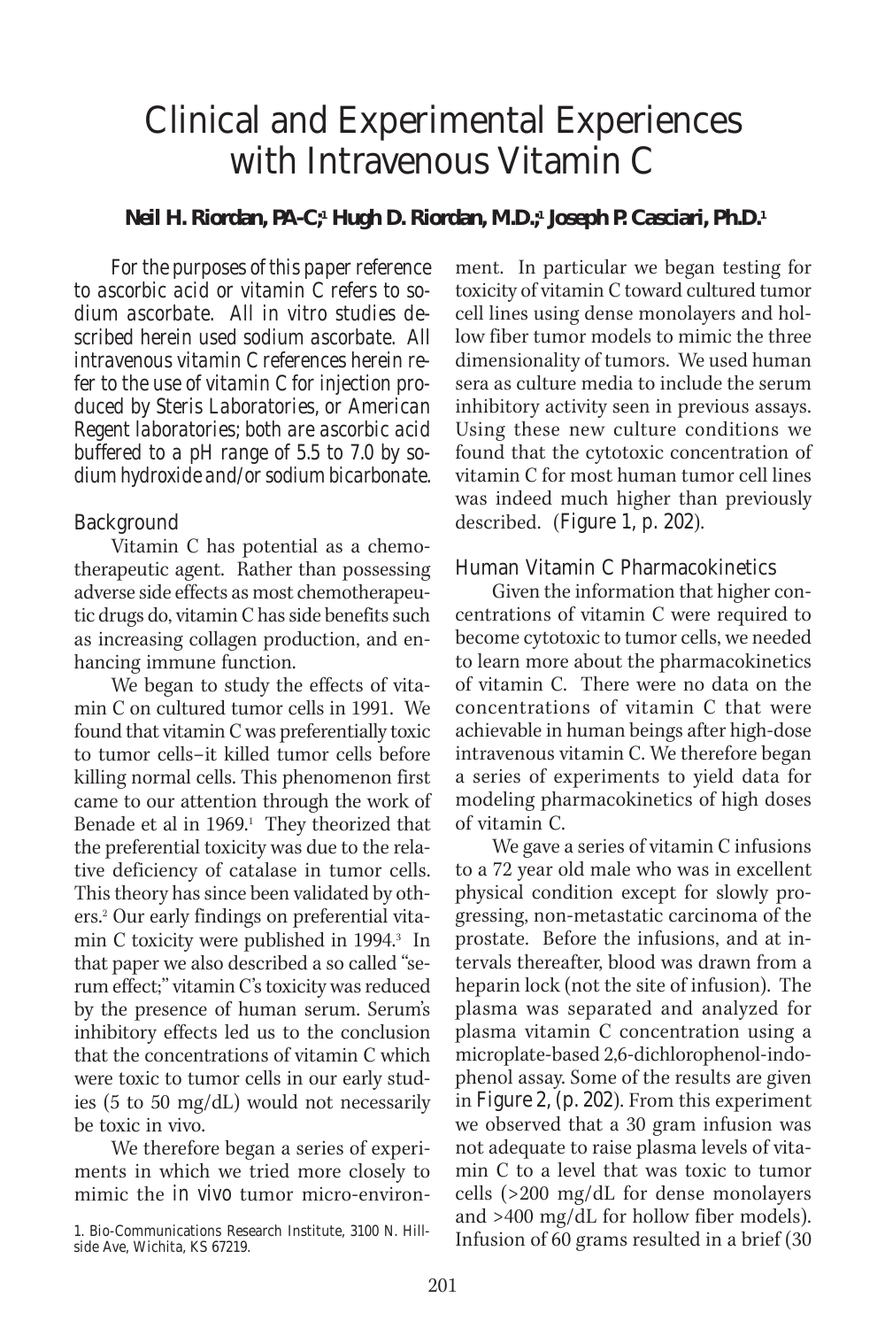# Clinical and Experimental Experiences with Intravenous Vitamin C

**Neil H. Riordan, PA-C;[1] Hugh D. Riordan, M.D.;[1] Joseph P. Casciari, Ph.D.[1]**

*For the purposes of this paper reference to ascorbic acid or vitamin C refers to sodium ascorbate. All in vitro studies described herein used sodium ascorbate. All intravenous vitamin C references herein refer to the use of vitamin C for injection produced by Steris Laboratories, or American Regent laboratories; both are ascorbic acid buffered to a pH range of 5.5 to 7.0 by sodium hydroxide and/or sodium bicarbonate.*

## Background

Vitamin C has potential as a chemotherapeutic agent. Rather than possessing adverse side effects as most chemotherapeutic drugs do, vitamin C has side benefits such as increasing collagen production, and enhancing immune function.

We began to study the effects of vitamin C on cultured tumor cells in 1991. We found that vitamin C was preferentially toxic to tumor cells–it killed tumor cells before killing normal cells. This phenomenon first came to our attention through the work of Benade et al in 1969.[1] They theorized that the preferential toxicity was due to the relative deficiency of catalase in tumor cells. This theory has since been validated by others.[2] Our early findings on preferential vitamin C toxicity were published in 1994.[3] In that paper we also described a so called "serum effect;" vitamin C's toxicity was reduced by the presence of human serum. Serum's inhibitory effects led us to the conclusion that the concentrations of vitamin C which were toxic to tumor cells in our early studies (5 to 50 mg/dL) would not necessarily be toxic in vivo.

We therefore began a series of experiments in which we tried more closely to mimic the *in vivo* tumor micro-environment. In particular we began testing for toxicity of vitamin C toward cultured tumor cell lines using dense monolayers and hollow fiber tumor models to mimic the three dimensionality of tumors. We used human sera as culture media to include the serum inhibitory activity seen in previous assays. Using these new culture conditions we found that the cytotoxic concentration of vitamin C for most human tumor cell lines was indeed much higher than previously described. (Figure 1, p. 202).

## Human Vitamin C Pharmacokinetics

Given the information that higher concentrations of vitamin C were required to become cytotoxic to tumor cells, we needed to learn more about the pharmacokinetics of vitamin C. There were no data on the concentrations of vitamin C that were achievable in human beings after high-dose intravenous vitamin C. We therefore began a series of experiments to yield data for modeling pharmacokinetics of high doses of vitamin C.

We gave a series of vitamin C infusions to a 72 year old male who was in excellent physical condition except for slowly progressing, non-metastatic carcinoma of the prostate. Before the infusions, and at intervals thereafter, blood was drawn from a heparin lock (not the site of infusion). The plasma was separated and analyzed for plasma vitamin C concentration using a microplate-based 2,6-dichlorophenol-indophenol assay. Some of the results are given in Figure 2, (p. 202). From this experiment we observed that a 30 gram infusion was not adequate to raise plasma levels of vitamin C to a level that was toxic to tumor cells (>200 mg/dL for dense monolayers and >400 mg/dL for hollow fiber models). Infusion of 60 grams resulted in a brief (30

1. Bio-Communications Research Institute, 3100 N. Hillside Ave, Wichita, KS 67219.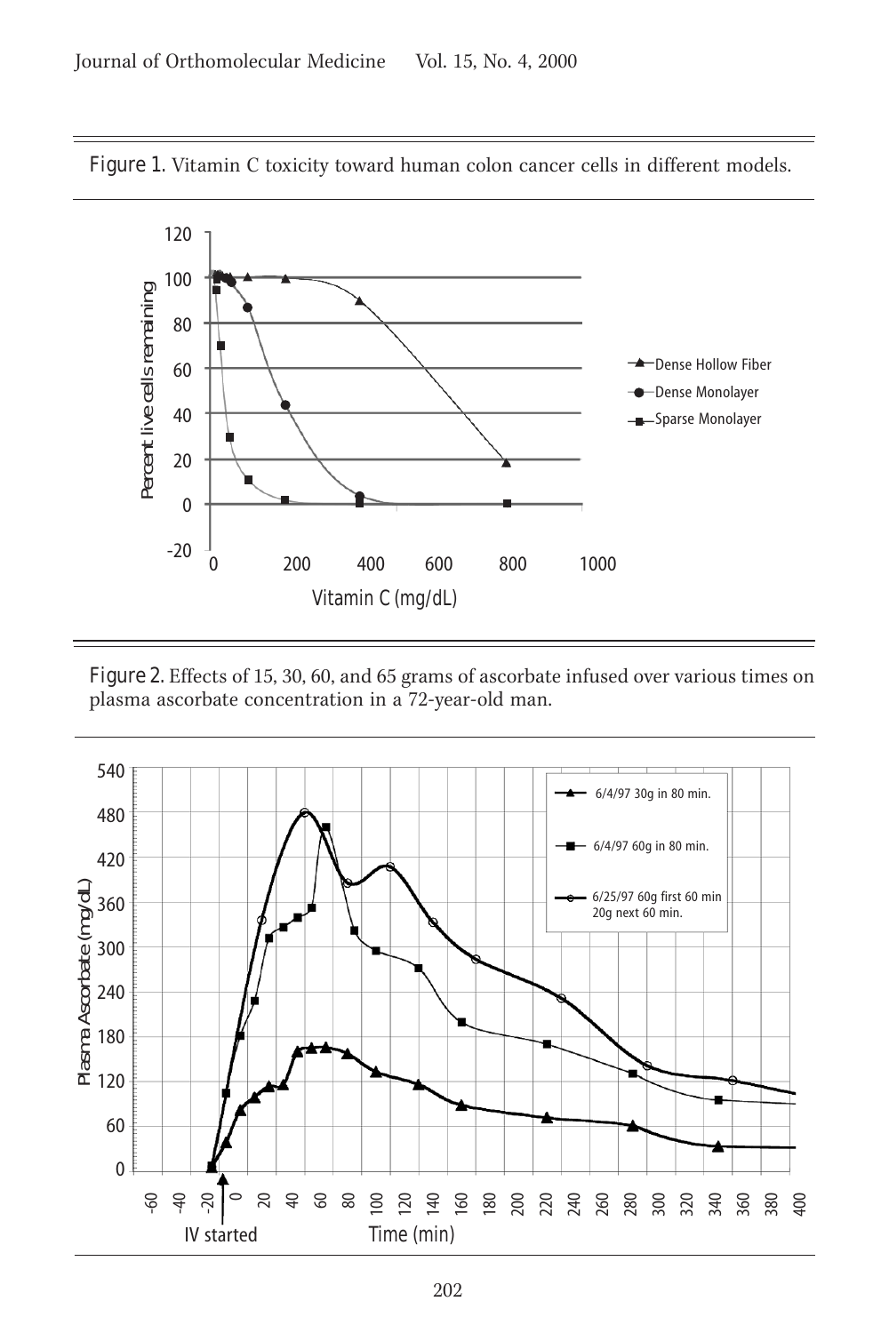Figure 1. Vitamin C toxicity toward human colon cancer cells in different models.

Figure 2. Effects of 15, 30, 60, and 65 grams of ascorbate infused over various times on plasma ascorbate concentration in a 72-year-old man.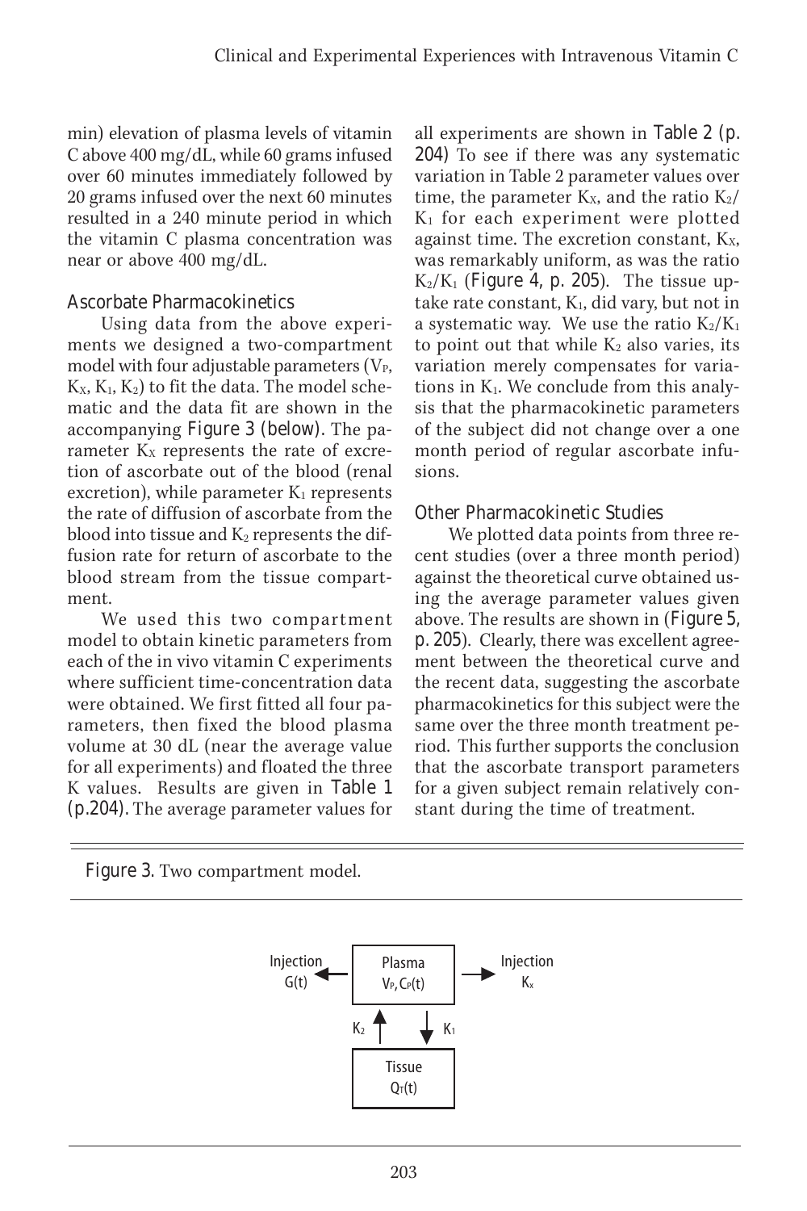min) elevation of plasma levels of vitamin C above 400 mg/dL, while 60 grams infused over 60 minutes immediately followed by 20 grams infused over the next 60 minutes resulted in a 240 minute period in which the vitamin C plasma concentration was near or above 400 mg/dL.

## Ascorbate Pharmacokinetics

Using data from the above experiments we designed a two-compartment model with four adjustable parameters ($V_P$, $K_X$, $K_1$, $K_2$) to fit the data. The model schematic and the data fit are shown in the accompanying Figure 3 (below). The parameter $K_X$ represents the rate of excretion of ascorbate out of the blood (renal excretion), while parameter $K_1$ represents the rate of diffusion of ascorbate from the blood into tissue and $K_2$ represents the diffusion rate for return of ascorbate to the blood stream from the tissue compartment.

We used this two compartment model to obtain kinetic parameters from each of the in vivo vitamin C experiments where sufficient time-concentration data were obtained. We first fitted all four parameters, then fixed the blood plasma volume at 30 dL (near the average value for all experiments) and floated the three K values. Results are given in Table 1 (p.204). The average parameter values for all experiments are shown in Table 2 (p. 204) To see if there was any systematic variation in Table 2 parameter values over time, the parameter $K_X$, and the ratio $K_2/K_1$ for each experiment were plotted against time. The excretion constant, $K_X$, was remarkably uniform, as was the ratio $K_2/K_1$ (Figure 4, p. 205). The tissue uptake rate constant, $K_1$, did vary, but not in a systematic way. We use the ratio $K_2/K_1$ to point out that while $K_2$ also varies, its variation merely compensates for variations in $K_1$. We conclude from this analysis that the pharmacokinetic parameters of the subject did not change over a one month period of regular ascorbate infusions.

## Other Pharmacokinetic Studies

We plotted data points from three recent studies (over a three month period) against the theoretical curve obtained using the average parameter values given above. The results are shown in (Figure 5, p. 205). Clearly, there was excellent agreement between the theoretical curve and the recent data, suggesting the ascorbate pharmacokinetics for this subject were the same over the three month treatment period. This further supports the conclusion that the ascorbate transport parameters for a given subject remain relatively constant during the time of treatment.

Figure 3. Two compartment model.

Injection $G(t)$ — Plasma $V_P$, $C_P(t)$ — Injection $K_x$

$K_2$ — $K_1$

Tissue $Q_T(t)$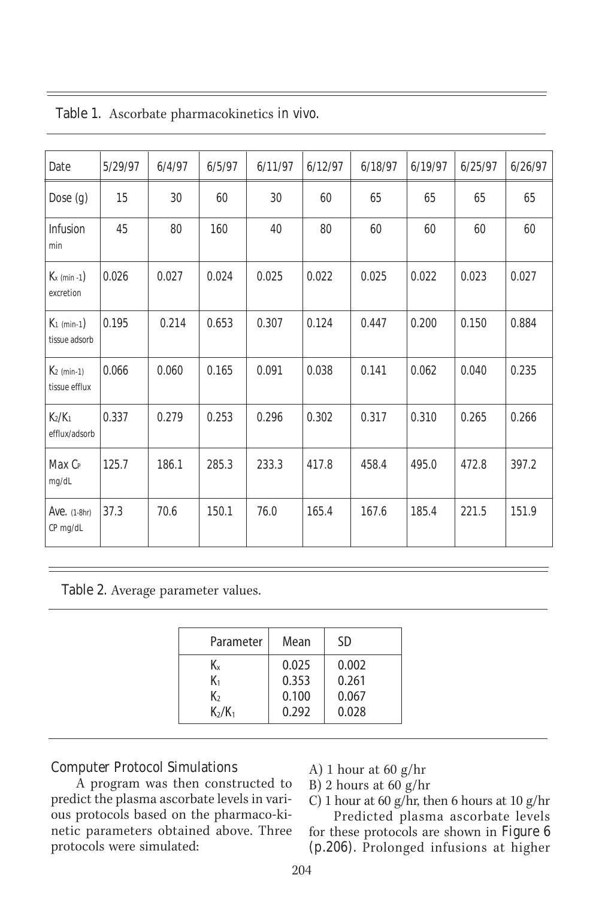Table 1. Ascorbate pharmacokinetics *in vivo*.

| Date | 5/29/97 | 6/4/97 | 6/5/97 | 6/11/97 | 6/12/97 | 6/18/97 | 6/19/97 | 6/25/97 | 6/26/97 |
|---|---|---|---|---|---|---|---|---|---|
| Dose (g) | 15 | 30 | 60 | 30 | 60 | 65 | 65 | 65 | 65 |
| Infusion min | 45 | 80 | 160 | 40 | 80 | 60 | 60 | 60 | 60 |
| $K_x$ (min -1) excretion | 0.026 | 0.027 | 0.024 | 0.025 | 0.022 | 0.025 | 0.022 | 0.023 | 0.027 |
| $K_1$ (min-1) tissue adsorb | 0.195 | 0.214 | 0.653 | 0.307 | 0.124 | 0.447 | 0.200 | 0.150 | 0.884 |
| $K_2$ (min-1) tissue efflux | 0.066 | 0.060 | 0.165 | 0.091 | 0.038 | 0.141 | 0.062 | 0.040 | 0.235 |
| $K_2/K_1$ efflux/adsorb | 0.337 | 0.279 | 0.253 | 0.296 | 0.302 | 0.317 | 0.310 | 0.265 | 0.266 |
| Max $C_P$ mg/dL | 125.7 | 186.1 | 285.3 | 233.3 | 417.8 | 458.4 | 495.0 | 472.8 | 397.2 |
| Ave. (1-8hr) CP mg/dL | 37.3 | 70.6 | 150.1 | 76.0 | 165.4 | 167.6 | 185.4 | 221.5 | 151.9 |

Table 2. Average parameter values.

| Parameter | Mean | SD |
|---|---|---|
| $K_x$ | 0.025 | 0.002 |
| $K_1$ | 0.353 | 0.261 |
| $K_2$ | 0.100 | 0.067 |
| $K_2/K_1$ | 0.292 | 0.028 |

### Computer Protocol Simulations

A program was then constructed to predict the plasma ascorbate levels in various protocols based on the pharmaco-kinetic parameters obtained above. Three protocols were simulated:

A) 1 hour at 60 g/hr

B) 2 hours at 60 g/hr

C) 1 hour at 60 g/hr, then 6 hours at 10 g/hr

Predicted plasma ascorbate levels for these protocols are shown in Figure 6 (p.206). Prolonged infusions at higher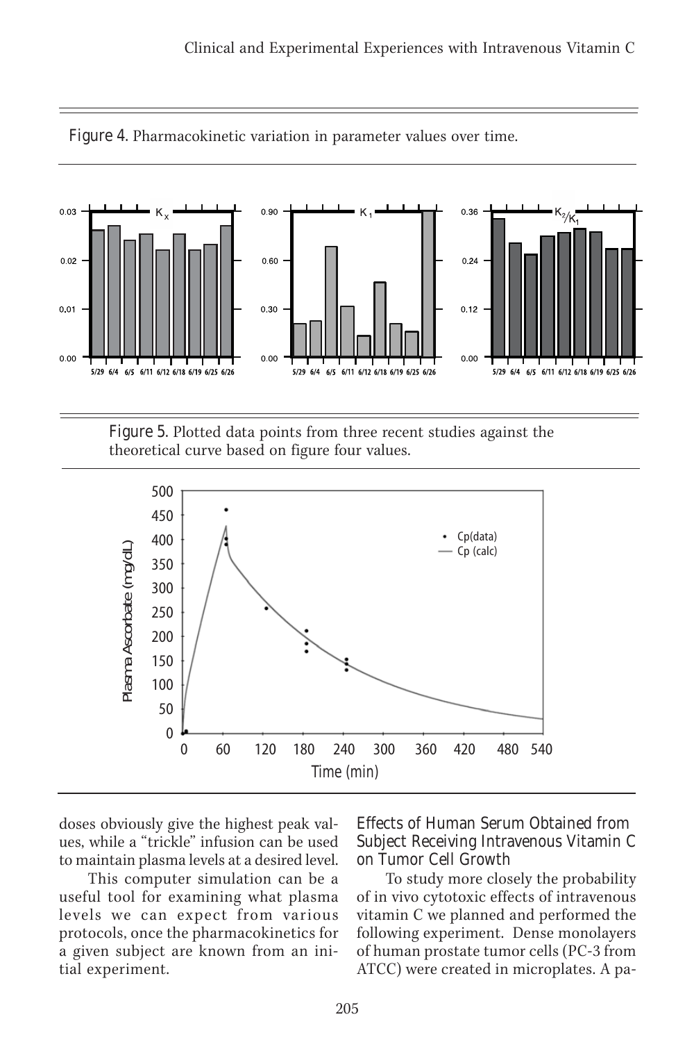Figure 4. Pharmacokinetic variation in parameter values over time.

Figure 5. Plotted data points from three recent studies against the theoretical curve based on figure four values.

doses obviously give the highest peak values, while a "trickle" infusion can be used to maintain plasma levels at a desired level.

This computer simulation can be a useful tool for examining what plasma levels we can expect from various protocols, once the pharmacokinetics for a given subject are known from an initial experiment.

## Effects of Human Serum Obtained from Subject Receiving Intravenous Vitamin C on Tumor Cell Growth

To study more closely the probability of in vivo cytotoxic effects of intravenous vitamin C we planned and performed the following experiment. Dense monolayers of human prostate tumor cells (PC-3 from ATCC) were created in microplates. A pa-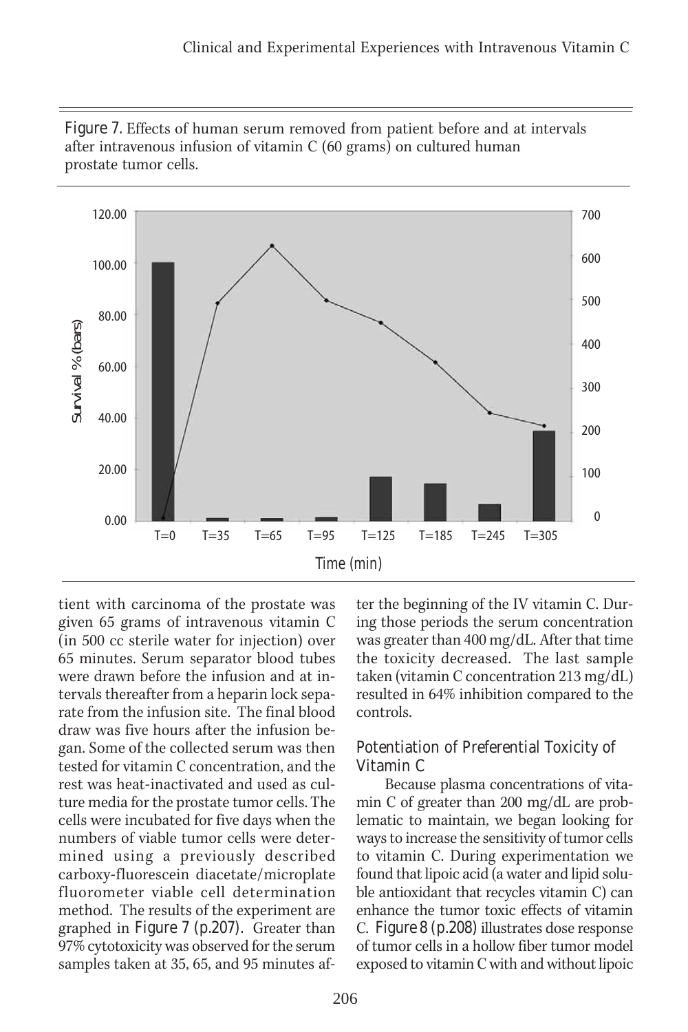Figure 7. Effects of human serum removed from patient before and at intervals after intravenous infusion of vitamin C (60 grams) on cultured human prostate tumor cells.

tient with carcinoma of the prostate was given 65 grams of intravenous vitamin C (in 500 cc sterile water for injection) over 65 minutes. Serum separator blood tubes were drawn before the infusion and at intervals thereafter from a heparin lock separate from the infusion site. The final blood draw was five hours after the infusion began. Some of the collected serum was then tested for vitamin C concentration, and the rest was heat-inactivated and used as culture media for the prostate tumor cells. The cells were incubated for five days when the numbers of viable tumor cells were determined using a previously described carboxy-fluorescein diacetate/microplate fluorometer viable cell determination method. The results of the experiment are graphed in Figure 7 (p.207). Greater than 97% cytotoxicity was observed for the serum samples taken at 35, 65, and 95 minutes after the beginning of the IV vitamin C. During those periods the serum concentration was greater than 400 mg/dL. After that time the toxicity decreased. The last sample taken (vitamin C concentration 213 mg/dL) resulted in 64% inhibition compared to the controls.

### Potentiation of Preferential Toxicity of Vitamin C

Because plasma concentrations of vitamin C of greater than 200 mg/dL are problematic to maintain, we began looking for ways to increase the sensitivity of tumor cells to vitamin C. During experimentation we found that lipoic acid (a water and lipid soluble antioxidant that recycles vitamin C) can enhance the tumor toxic effects of vitamin C. Figure 8 (p.208) illustrates dose response of tumor cells in a hollow fiber tumor model exposed to vitamin C with and without lipoic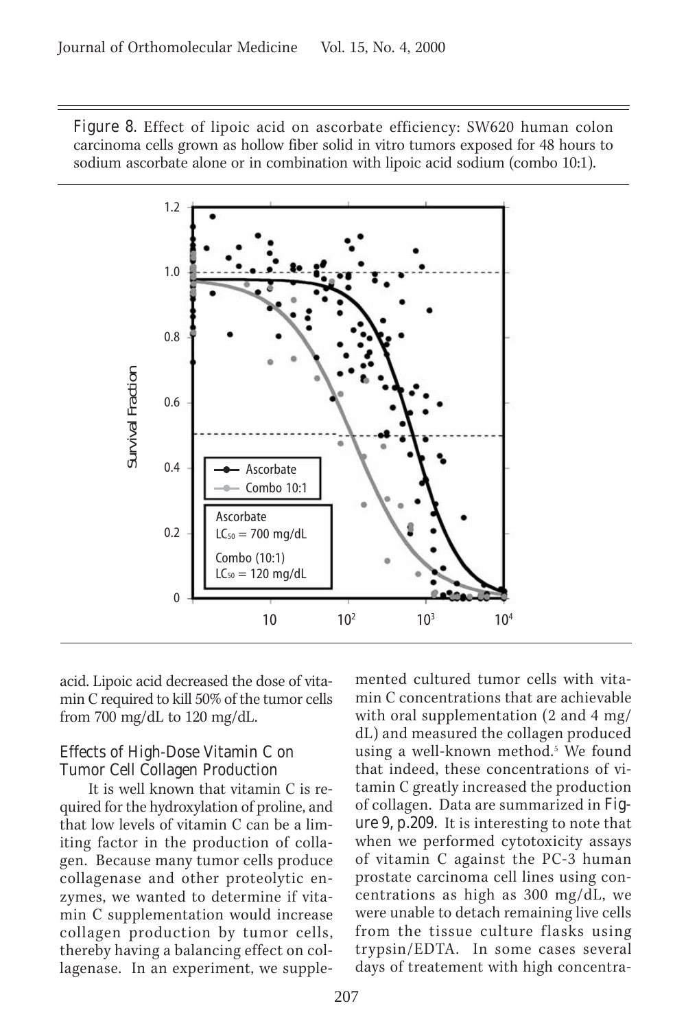Figure 8. Effect of lipoic acid on ascorbate efficiency: SW620 human colon carcinoma cells grown as hollow fiber solid in vitro tumors exposed for 48 hours to sodium ascorbate alone or in combination with lipoic acid sodium (combo 10:1).

acid. Lipoic acid decreased the dose of vitamin C required to kill 50% of the tumor cells from 700 mg/dL to 120 mg/dL.

### Effects of High-Dose Vitamin C on Tumor Cell Collagen Production

It is well known that vitamin C is required for the hydroxylation of proline, and that low levels of vitamin C can be a limiting factor in the production of collagen. Because many tumor cells produce collagenase and other proteolytic enzymes, we wanted to determine if vitamin C supplementation would increase collagen production by tumor cells, thereby having a balancing effect on collagenase. In an experiment, we supplemented cultured tumor cells with vitamin C concentrations that are achievable with oral supplementation (2 and 4 mg/dL) and measured the collagen produced using a well-known method.[5] We found that indeed, these concentrations of vitamin C greatly increased the production of collagen. Data are summarized in Figure 9, p.209. It is interesting to note that when we performed cytotoxicity assays of vitamin C against the PC-3 human prostate carcinoma cell lines using concentrations as high as 300 mg/dL, we were unable to detach remaining live cells from the tissue culture flasks using trypsin/EDTA. In some cases several days of treatement with high concentra-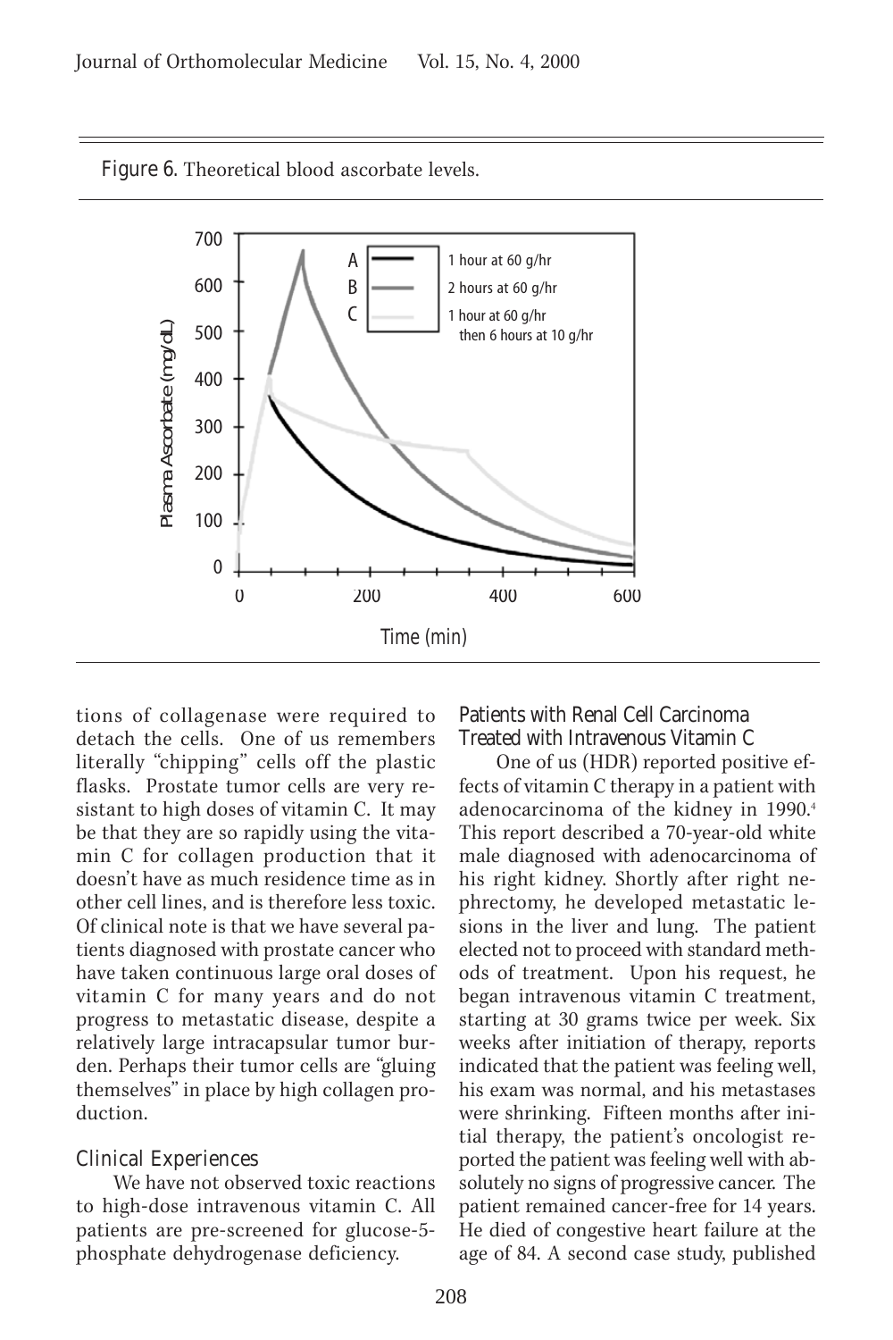Figure 6. Theoretical blood ascorbate levels.

tions of collagenase were required to detach the cells. One of us remembers literally "chipping" cells off the plastic flasks. Prostate tumor cells are very resistant to high doses of vitamin C. It may be that they are so rapidly using the vitamin C for collagen production that it doesn't have as much residence time as in other cell lines, and is therefore less toxic. Of clinical note is that we have several patients diagnosed with prostate cancer who have taken continuous large oral doses of vitamin C for many years and do not progress to metastatic disease, despite a relatively large intracapsular tumor burden. Perhaps their tumor cells are "gluing themselves" in place by high collagen production.

### Clinical Experiences

We have not observed toxic reactions to high-dose intravenous vitamin C. All patients are pre-screened for glucose-5-phosphate dehydrogenase deficiency.

### Patients with Renal Cell Carcinoma Treated with Intravenous Vitamin C

One of us (HDR) reported positive effects of vitamin C therapy in a patient with adenocarcinoma of the kidney in 1990.[4] This report described a 70-year-old white male diagnosed with adenocarcinoma of his right kidney. Shortly after right nephrectomy, he developed metastatic lesions in the liver and lung. The patient elected not to proceed with standard methods of treatment. Upon his request, he began intravenous vitamin C treatment, starting at 30 grams twice per week. Six weeks after initiation of therapy, reports indicated that the patient was feeling well, his exam was normal, and his metastases were shrinking. Fifteen months after initial therapy, the patient's oncologist reported the patient was feeling well with absolutely no signs of progressive cancer. The patient remained cancer-free for 14 years. He died of congestive heart failure at the age of 84. A second case study, published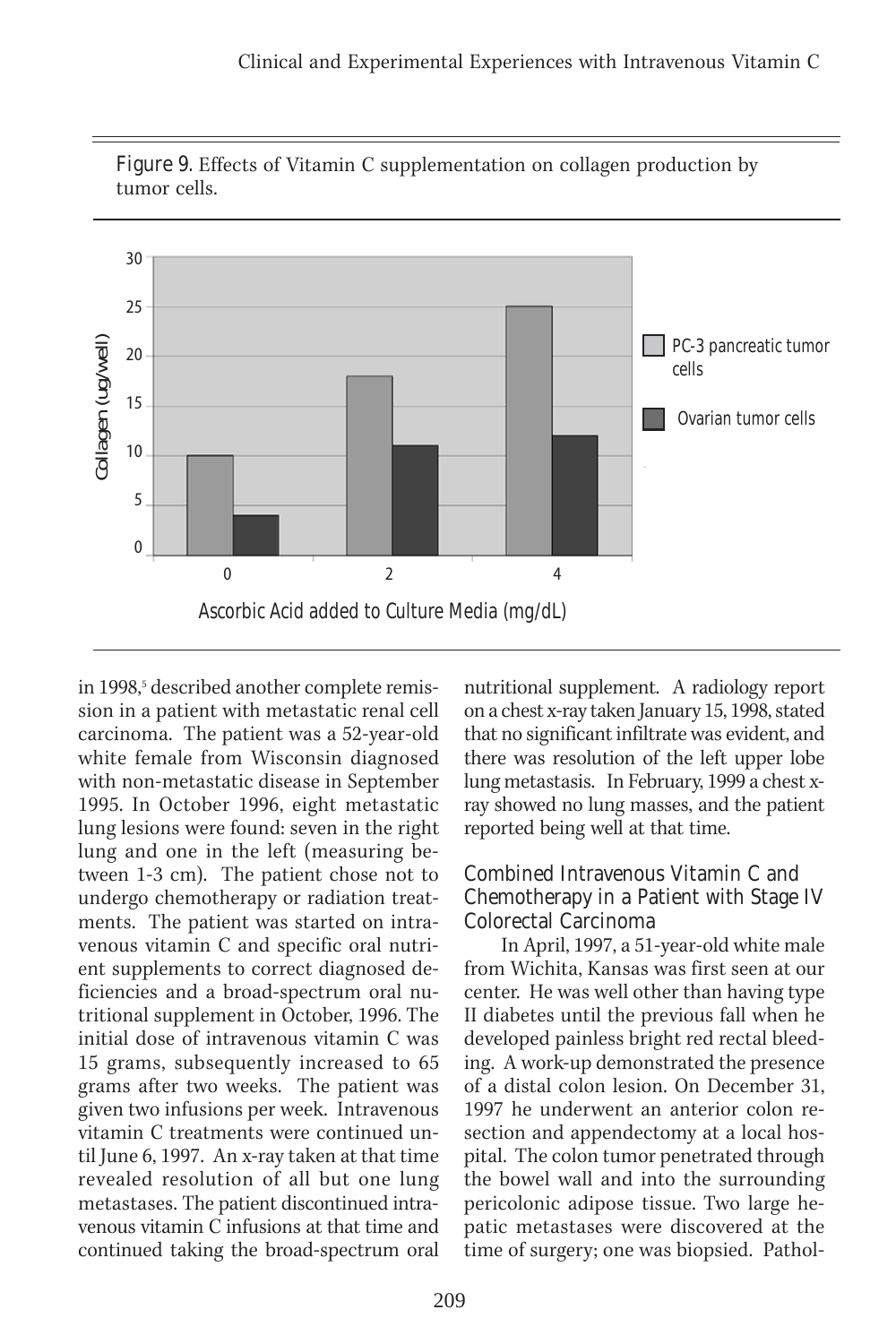Figure 9. Effects of Vitamin C supplementation on collagen production by tumor cells.

| Ascorbic Acid added to Culture Media (mg/dL) | PC-3 pancreatic tumor cells | Ovarian tumor cells |
|---|---|---|
| 0 | 10 | 4 |
| 2 | 18 | 11 |
| 4 | 25 | 12 |

in 1998,[5] described another complete remission in a patient with metastatic renal cell carcinoma. The patient was a 52-year-old white female from Wisconsin diagnosed with non-metastatic disease in September 1995. In October 1996, eight metastatic lung lesions were found: seven in the right lung and one in the left (measuring between 1-3 cm). The patient chose not to undergo chemotherapy or radiation treatments. The patient was started on intravenous vitamin C and specific oral nutrient supplements to correct diagnosed deficiencies and a broad-spectrum oral nutritional supplement in October, 1996. The initial dose of intravenous vitamin C was 15 grams, subsequently increased to 65 grams after two weeks. The patient was given two infusions per week. Intravenous vitamin C treatments were continued until June 6, 1997. An x-ray taken at that time revealed resolution of all but one lung metastases. The patient discontinued intravenous vitamin C infusions at that time and continued taking the broad-spectrum oral nutritional supplement. A radiology report on a chest x-ray taken January 15, 1998, stated that no significant infiltrate was evident, and there was resolution of the left upper lobe lung metastasis. In February, 1999 a chest x-ray showed no lung masses, and the patient reported being well at that time.

## Combined Intravenous Vitamin C and Chemotherapy in a Patient with Stage IV Colorectal Carcinoma

In April, 1997, a 51-year-old white male from Wichita, Kansas was first seen at our center. He was well other than having type II diabetes until the previous fall when he developed painless bright red rectal bleeding. A work-up demonstrated the presence of a distal colon lesion. On December 31, 1997 he underwent an anterior colon resection and appendectomy at a local hospital. The colon tumor penetrated through the bowel wall and into the surrounding pericolonic adipose tissue. Two large hepatic metastases were discovered at the time of surgery; one was biopsied. Pathol-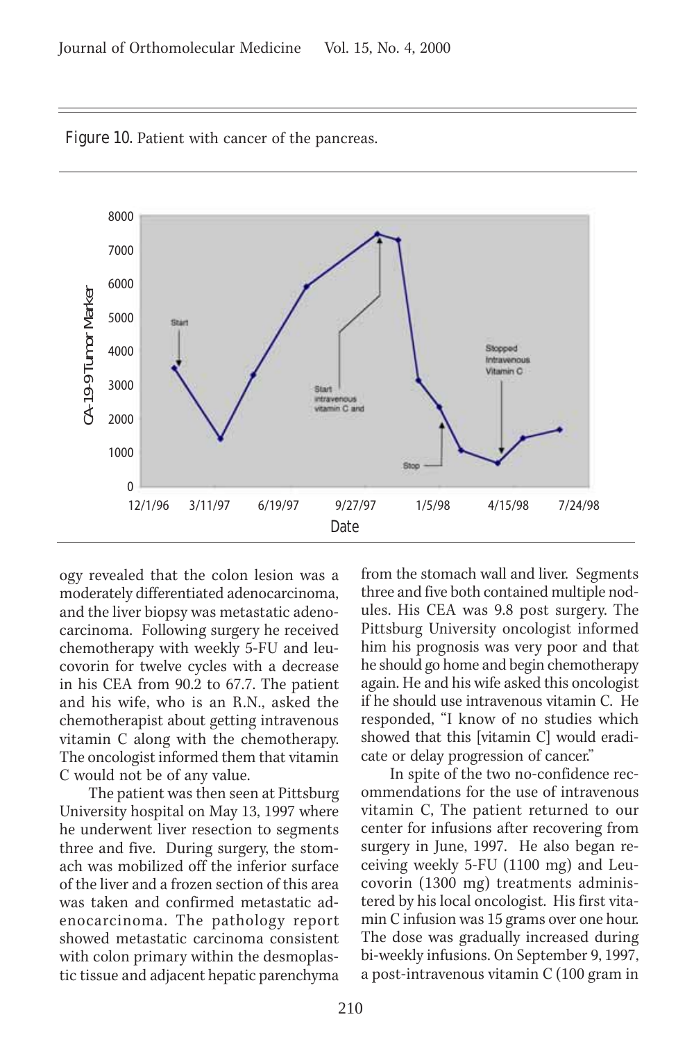Figure 10. Patient with cancer of the pancreas.

ogy revealed that the colon lesion was a moderately differentiated adenocarcinoma, and the liver biopsy was metastatic adenocarcinoma. Following surgery he received chemotherapy with weekly 5-FU and leucovorin for twelve cycles with a decrease in his CEA from 90.2 to 67.7. The patient and his wife, who is an R.N., asked the chemotherapist about getting intravenous vitamin C along with the chemotherapy. The oncologist informed them that vitamin C would not be of any value.

The patient was then seen at Pittsburg University hospital on May 13, 1997 where he underwent liver resection to segments three and five. During surgery, the stomach was mobilized off the inferior surface of the liver and a frozen section of this area was taken and confirmed metastatic adenocarcinoma. The pathology report showed metastatic carcinoma consistent with colon primary within the desmoplastic tissue and adjacent hepatic parenchyma from the stomach wall and liver. Segments three and five both contained multiple nodules. His CEA was 9.8 post surgery. The Pittsburg University oncologist informed him his prognosis was very poor and that he should go home and begin chemotherapy again. He and his wife asked this oncologist if he should use intravenous vitamin C. He responded, "I know of no studies which showed that this [vitamin C] would eradicate or delay progression of cancer."

In spite of the two no-confidence recommendations for the use of intravenous vitamin C, The patient returned to our center for infusions after recovering from surgery in June, 1997. He also began receiving weekly 5-FU (1100 mg) and Leucovorin (1300 mg) treatments administered by his local oncologist. His first vitamin C infusion was 15 grams over one hour. The dose was gradually increased during bi-weekly infusions. On September 9, 1997, a post-intravenous vitamin C (100 gram in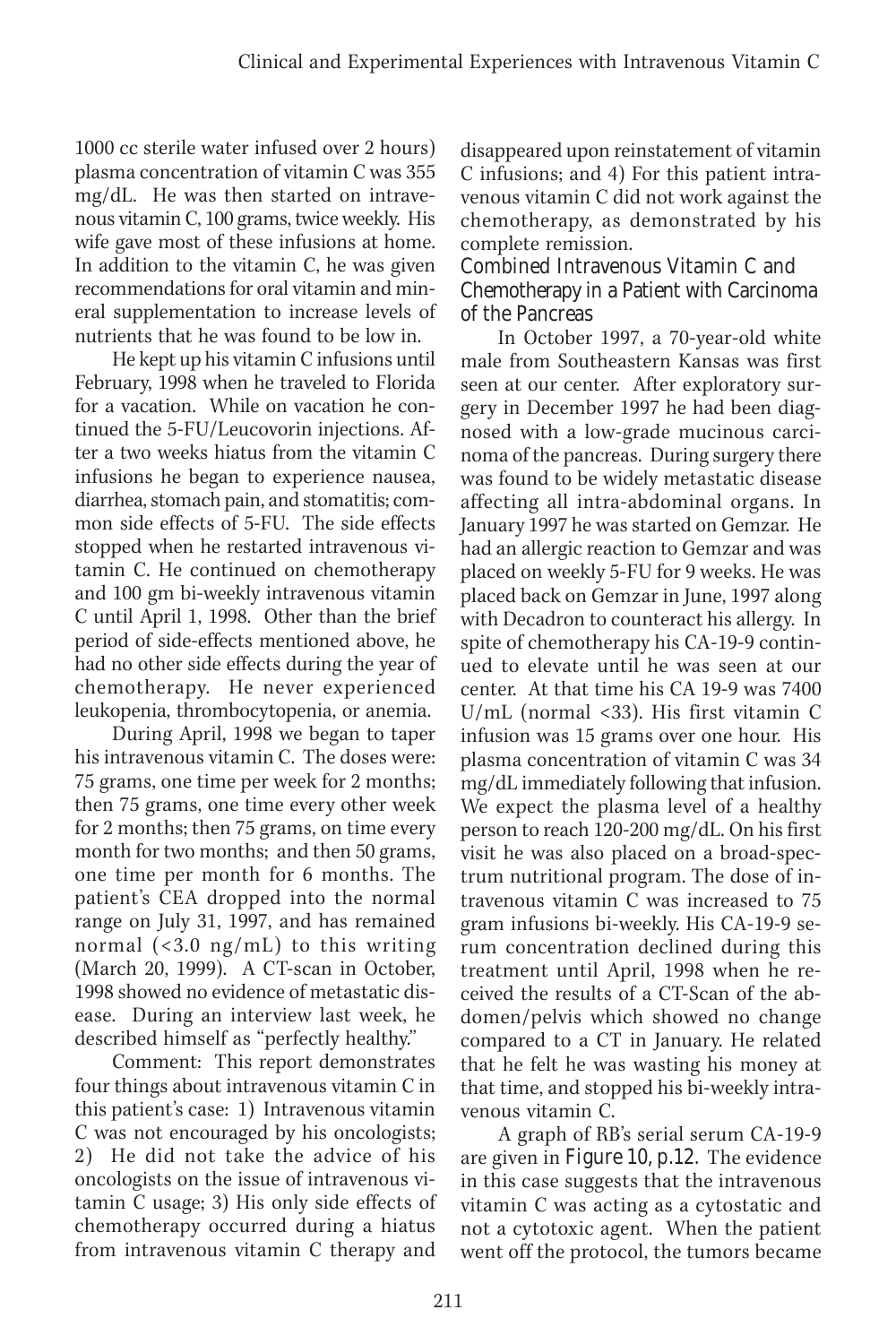1000 cc sterile water infused over 2 hours) plasma concentration of vitamin C was 355 mg/dL. He was then started on intravenous vitamin C, 100 grams, twice weekly. His wife gave most of these infusions at home. In addition to the vitamin C, he was given recommendations for oral vitamin and mineral supplementation to increase levels of nutrients that he was found to be low in.

He kept up his vitamin C infusions until February, 1998 when he traveled to Florida for a vacation. While on vacation he continued the 5-FU/Leucovorin injections. After a two weeks hiatus from the vitamin C infusions he began to experience nausea, diarrhea, stomach pain, and stomatitis; common side effects of 5-FU. The side effects stopped when he restarted intravenous vitamin C. He continued on chemotherapy and 100 gm bi-weekly intravenous vitamin C until April 1, 1998. Other than the brief period of side-effects mentioned above, he had no other side effects during the year of chemotherapy. He never experienced leukopenia, thrombocytopenia, or anemia.

During April, 1998 we began to taper his intravenous vitamin C. The doses were: 75 grams, one time per week for 2 months; then 75 grams, one time every other week for 2 months; then 75 grams, on time every month for two months; and then 50 grams, one time per month for 6 months. The patient's CEA dropped into the normal range on July 31, 1997, and has remained normal (<3.0 ng/mL) to this writing (March 20, 1999). A CT-scan in October, 1998 showed no evidence of metastatic disease. During an interview last week, he described himself as "perfectly healthy."

Comment: This report demonstrates four things about intravenous vitamin C in this patient's case: 1) Intravenous vitamin C was not encouraged by his oncologists; 2) He did not take the advice of his oncologists on the issue of intravenous vitamin C usage; 3) His only side effects of chemotherapy occurred during a hiatus from intravenous vitamin C therapy and disappeared upon reinstatement of vitamin C infusions; and 4) For this patient intravenous vitamin C did not work against the chemotherapy, as demonstrated by his complete remission.

### Combined Intravenous Vitamin C and Chemotherapy in a Patient with Carcinoma of the Pancreas

In October 1997, a 70-year-old white male from Southeastern Kansas was first seen at our center. After exploratory surgery in December 1997 he had been diagnosed with a low-grade mucinous carcinoma of the pancreas. During surgery there was found to be widely metastatic disease affecting all intra-abdominal organs. In January 1997 he was started on Gemzar. He had an allergic reaction to Gemzar and was placed on weekly 5-FU for 9 weeks. He was placed back on Gemzar in June, 1997 along with Decadron to counteract his allergy. In spite of chemotherapy his CA-19-9 continued to elevate until he was seen at our center. At that time his CA 19-9 was 7400 U/mL (normal <33). His first vitamin C infusion was 15 grams over one hour. His plasma concentration of vitamin C was 34 mg/dL immediately following that infusion. We expect the plasma level of a healthy person to reach 120-200 mg/dL. On his first visit he was also placed on a broad-spectrum nutritional program. The dose of intravenous vitamin C was increased to 75 gram infusions bi-weekly. His CA-19-9 serum concentration declined during this treatment until April, 1998 when he received the results of a CT-Scan of the abdomen/pelvis which showed no change compared to a CT in January. He related that he felt he was wasting his money at that time, and stopped his bi-weekly intravenous vitamin C.

A graph of RB's serial serum CA-19-9 are given in Figure 10, p.12. The evidence in this case suggests that the intravenous vitamin C was acting as a cytostatic and not a cytotoxic agent. When the patient went off the protocol, the tumors became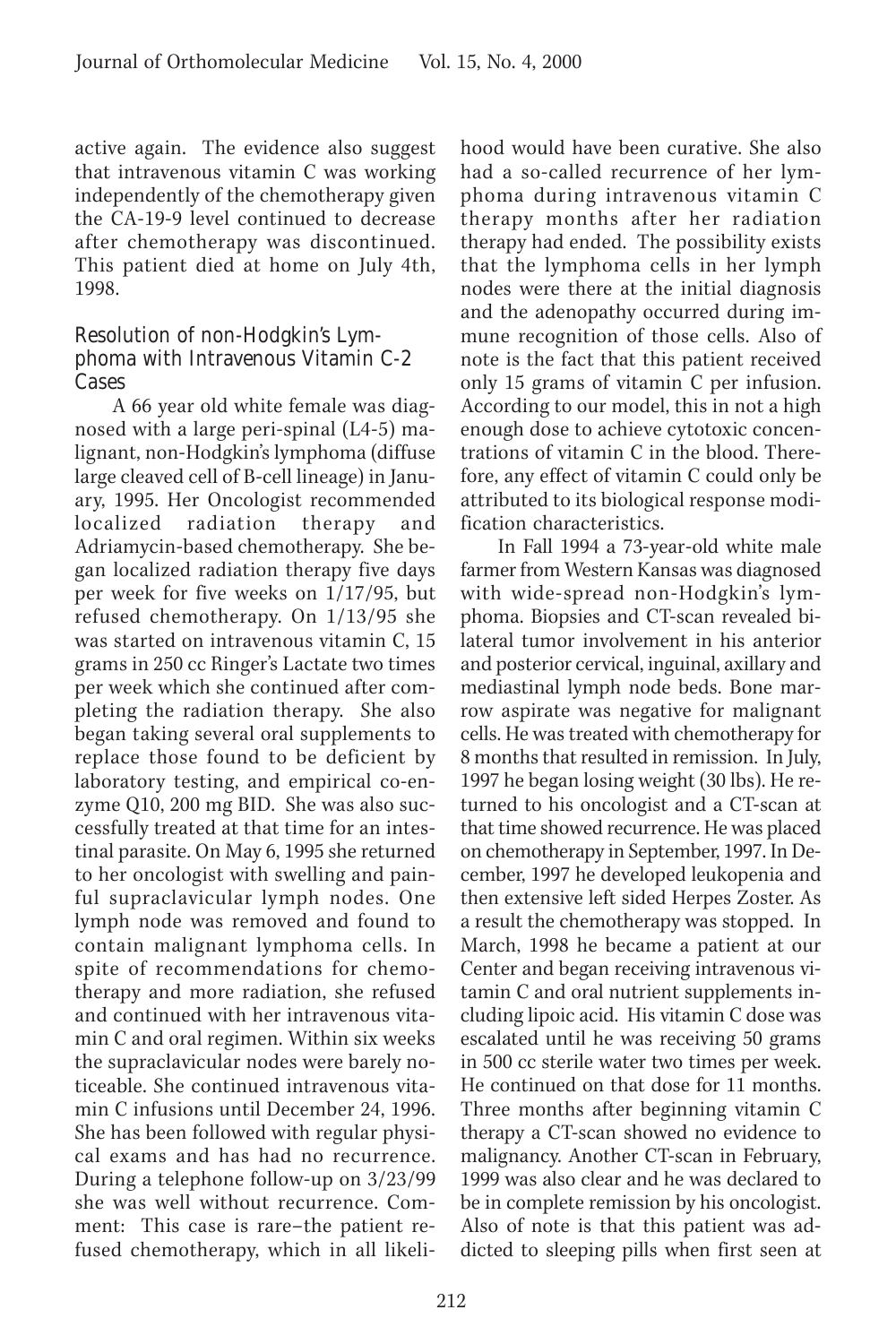active again. The evidence also suggest that intravenous vitamin C was working independently of the chemotherapy given the CA-19-9 level continued to decrease after chemotherapy was discontinued. This patient died at home on July 4th, 1998.

### Resolution of non-Hodgkin's Lymphoma with Intravenous Vitamin C-2 Cases

A 66 year old white female was diagnosed with a large peri-spinal (L4-5) malignant, non-Hodgkin's lymphoma (diffuse large cleaved cell of B-cell lineage) in January, 1995. Her Oncologist recommended localized radiation therapy and Adriamycin-based chemotherapy. She began localized radiation therapy five days per week for five weeks on 1/17/95, but refused chemotherapy. On 1/13/95 she was started on intravenous vitamin C, 15 grams in 250 cc Ringer's Lactate two times per week which she continued after completing the radiation therapy. She also began taking several oral supplements to replace those found to be deficient by laboratory testing, and empirical co-enzyme Q10, 200 mg BID. She was also successfully treated at that time for an intestinal parasite. On May 6, 1995 she returned to her oncologist with swelling and painful supraclavicular lymph nodes. One lymph node was removed and found to contain malignant lymphoma cells. In spite of recommendations for chemotherapy and more radiation, she refused and continued with her intravenous vitamin C and oral regimen. Within six weeks the supraclavicular nodes were barely noticeable. She continued intravenous vitamin C infusions until December 24, 1996. She has been followed with regular physical exams and has had no recurrence. During a telephone follow-up on 3/23/99 she was well without recurrence. Comment: This case is rare–the patient refused chemotherapy, which in all likelihood would have been curative. She also had a so-called recurrence of her lymphoma during intravenous vitamin C therapy months after her radiation therapy had ended. The possibility exists that the lymphoma cells in her lymph nodes were there at the initial diagnosis and the adenopathy occurred during immune recognition of those cells. Also of note is the fact that this patient received only 15 grams of vitamin C per infusion. According to our model, this in not a high enough dose to achieve cytotoxic concentrations of vitamin C in the blood. Therefore, any effect of vitamin C could only be attributed to its biological response modification characteristics.

In Fall 1994 a 73-year-old white male farmer from Western Kansas was diagnosed with wide-spread non-Hodgkin's lymphoma. Biopsies and CT-scan revealed bilateral tumor involvement in his anterior and posterior cervical, inguinal, axillary and mediastinal lymph node beds. Bone marrow aspirate was negative for malignant cells. He was treated with chemotherapy for 8 months that resulted in remission. In July, 1997 he began losing weight (30 lbs). He returned to his oncologist and a CT-scan at that time showed recurrence. He was placed on chemotherapy in September, 1997. In December, 1997 he developed leukopenia and then extensive left sided Herpes Zoster. As a result the chemotherapy was stopped. In March, 1998 he became a patient at our Center and began receiving intravenous vitamin C and oral nutrient supplements including lipoic acid. His vitamin C dose was escalated until he was receiving 50 grams in 500 cc sterile water two times per week. He continued on that dose for 11 months. Three months after beginning vitamin C therapy a CT-scan showed no evidence to malignancy. Another CT-scan in February, 1999 was also clear and he was declared to be in complete remission by his oncologist. Also of note is that this patient was addicted to sleeping pills when first seen at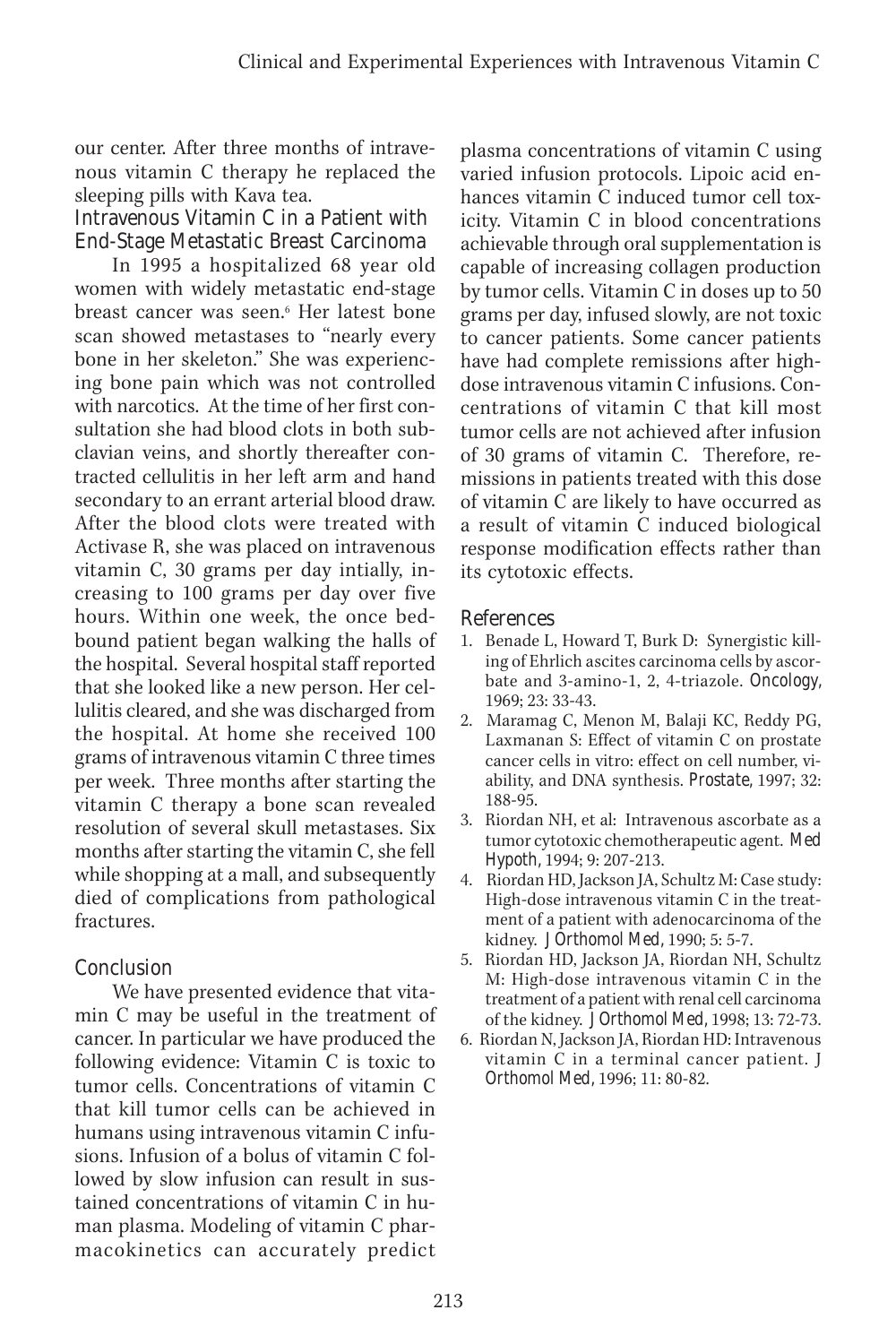our center. After three months of intravenous vitamin C therapy he replaced the sleeping pills with Kava tea.

### Intravenous Vitamin C in a Patient with End-Stage Metastatic Breast Carcinoma

In 1995 a hospitalized 68 year old women with widely metastatic end-stage breast cancer was seen.[6] Her latest bone scan showed metastases to "nearly every bone in her skeleton." She was experiencing bone pain which was not controlled with narcotics. At the time of her first consultation she had blood clots in both subclavian veins, and shortly thereafter contracted cellulitis in her left arm and hand secondary to an errant arterial blood draw. After the blood clots were treated with Activase R, she was placed on intravenous vitamin C, 30 grams per day intially, increasing to 100 grams per day over five hours. Within one week, the once bedbound patient began walking the halls of the hospital. Several hospital staff reported that she looked like a new person. Her cellulitis cleared, and she was discharged from the hospital. At home she received 100 grams of intravenous vitamin C three times per week. Three months after starting the vitamin C therapy a bone scan revealed resolution of several skull metastases. Six months after starting the vitamin C, she fell while shopping at a mall, and subsequently died of complications from pathological fractures.

## Conclusion

We have presented evidence that vitamin C may be useful in the treatment of cancer. In particular we have produced the following evidence: Vitamin C is toxic to tumor cells. Concentrations of vitamin C that kill tumor cells can be achieved in humans using intravenous vitamin C infusions. Infusion of a bolus of vitamin C followed by slow infusion can result in sustained concentrations of vitamin C in human plasma. Modeling of vitamin C pharmacokinetics can accurately predict plasma concentrations of vitamin C using varied infusion protocols. Lipoic acid enhances vitamin C induced tumor cell toxicity. Vitamin C in blood concentrations achievable through oral supplementation is capable of increasing collagen production by tumor cells. Vitamin C in doses up to 50 grams per day, infused slowly, are not toxic to cancer patients. Some cancer patients have had complete remissions after high-dose intravenous vitamin C infusions. Concentrations of vitamin C that kill most tumor cells are not achieved after infusion of 30 grams of vitamin C. Therefore, remissions in patients treated with this dose of vitamin C are likely to have occurred as a result of vitamin C induced biological response modification effects rather than its cytotoxic effects.

## References

1. Benade L, Howard T, Burk D: Synergistic killing of Ehrlich ascites carcinoma cells by ascorbate and 3-amino-1, 2, 4-triazole. *Oncology*, 1969; 23: 33-43.
2. Maramag C, Menon M, Balaji KC, Reddy PG, Laxmanan S: Effect of vitamin C on prostate cancer cells in vitro: effect on cell number, viability, and DNA synthesis. *Prostate*, 1997; 32: 188-95.
3. Riordan NH, et al: Intravenous ascorbate as a tumor cytotoxic chemotherapeutic agent. *Med Hypoth*, 1994; 9: 207-213.
4. Riordan HD, Jackson JA, Schultz M: Case study: High-dose intravenous vitamin C in the treatment of a patient with adenocarcinoma of the kidney. *J Orthomol Med*, 1990; 5: 5-7.
5. Riordan HD, Jackson JA, Riordan NH, Schultz M: High-dose intravenous vitamin C in the treatment of a patient with renal cell carcinoma of the kidney. *J Orthomol Med*, 1998; 13: 72-73.
6. Riordan N, Jackson JA, Riordan HD: Intravenous vitamin C in a terminal cancer patient. *J Orthomol Med*, 1996; 11: 80-82.